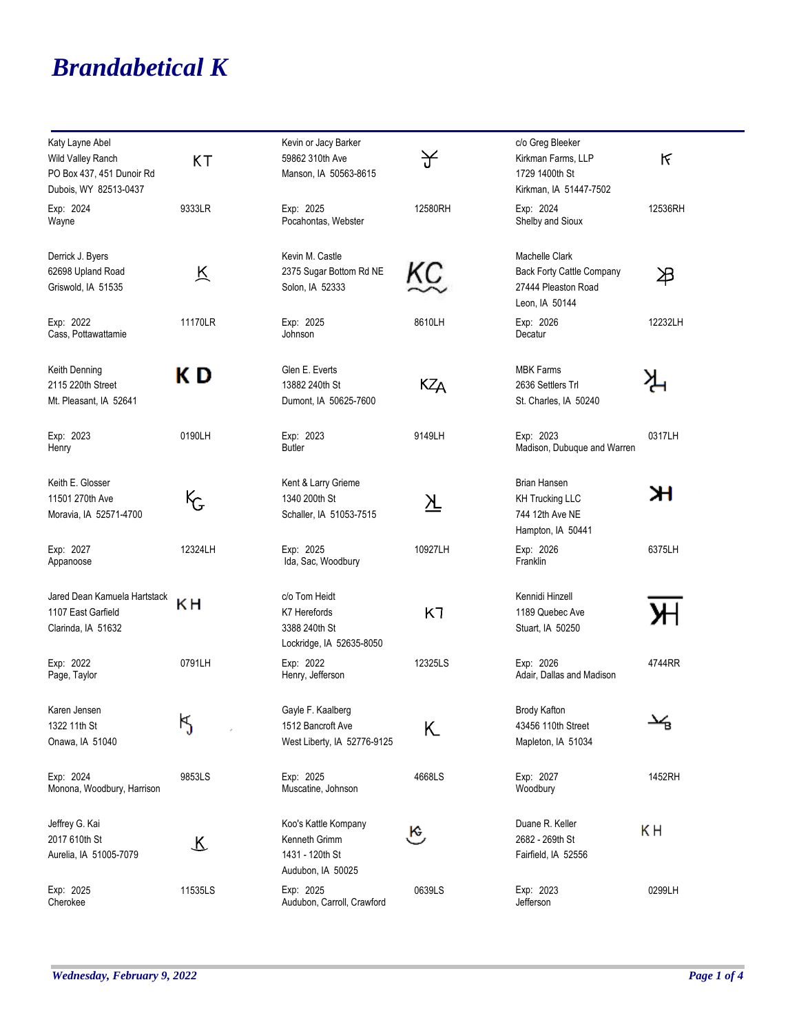# *Brandabetical K*

Katy Layne Abel
Wild Valley Ranch
PO Box 437, 451 Dunoir Rd
Dubois, WY 82513-0437
KT
Exp: 2024 9333LR
Wayne

Kevin or Jacy Barker
59862 310th Ave
Manson, IA 50563-8615
Exp: 2025 12580RH
Pocahontas, Webster

c/o Greg Bleeker
Kirkman Farms, LLP
1729 1400th St
Kirkman, IA 51447-7502
Exp: 2024 12536RH
Shelby and Sioux

Derrick J. Byers
62698 Upland Road
Griswold, IA 51535
K
Exp: 2022 11170LR
Cass, Pottawattamie

Kevin M. Castle
2375 Sugar Bottom Rd NE
Solon, IA 52333
KC
Exp: 2025 8610LH
Johnson

Machelle Clark
Back Forty Cattle Company
27444 Pleaston Road
Leon, IA 50144
Exp: 2026 12232LH
Decatur

Keith Denning
2115 220th Street
Mt. Pleasant, IA 52641
K D
Exp: 2023 0190LH
Henry

Glen E. Everts
13882 240th St
Dumont, IA 50625-7600
KZA
Exp: 2023 9149LH
Butler

MBK Farms
2636 Settlers Trl
St. Charles, IA 50240
Exp: 2023 0317LH
Madison, Dubuque and Warren

Keith E. Glosser
11501 270th Ave
Moravia, IA 52571-4700
KG
Exp: 2027 12324LH
Appanoose

Kent & Larry Grieme
1340 200th St
Schaller, IA 51053-7515
Exp: 2025 10927LH
Ida, Sac, Woodbury

Brian Hansen
KH Trucking LLC
744 12th Ave NE
Hampton, IA 50441
Exp: 2026 6375LH
Franklin

Jared Dean Kamuela Hartstack
1107 East Garfield
Clarinda, IA 51632
KH
Exp: 2022 0791LH
Page, Taylor

c/o Tom Heidt
K7 Herefords
3388 240th St
Lockridge, IA 52635-8050
K7
Exp: 2022 12325LS
Henry, Jefferson

Kennidi Hinzell
1189 Quebec Ave
Stuart, IA 50250
Exp: 2026 4744RR
Adair, Dallas and Madison

Karen Jensen
1322 11th St
Onawa, IA 51040
KJ
Exp: 2024 9853LS
Monona, Woodbury, Harrison

Gayle F. Kaalberg
1512 Bancroft Ave
West Liberty, IA 52776-9125
K
Exp: 2025 4668LS
Muscatine, Johnson

Brody Kafton
43456 110th Street
Mapleton, IA 51034
Exp: 2027 1452RH
Woodbury

Jeffrey G. Kai
2017 610th St
Aurelia, IA 51005-7079
K
Exp: 2025 11535LS
Cherokee

Koo's Kattle Kompany
Kenneth Grimm
1431 - 120th St
Audubon, IA 50025
KG
Exp: 2025 0639LS
Audubon, Carroll, Crawford

Duane R. Keller
2682 - 269th St
Fairfield, IA 52556
KH
Exp: 2023 0299LH
Jefferson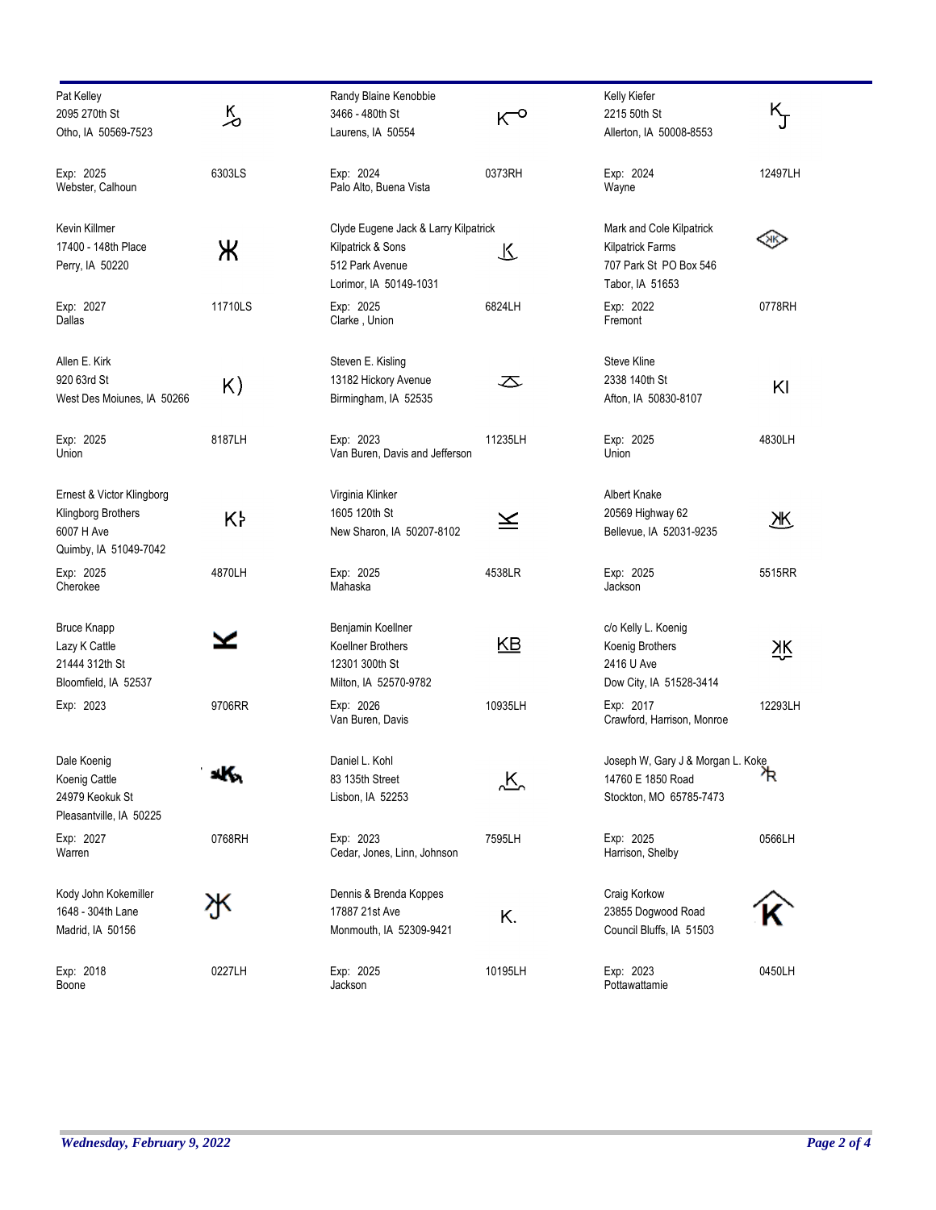| Name / Address | Brand | Exp / Counties | Number |
|---|---|---|---|
| Pat Kelley<br>2095 270th St<br>Otho, IA 50569-7523 | | Exp: 2025<br>Webster, Calhoun | 6303LS |
| Randy Blaine Kenobbie<br>3466 - 480th St<br>Laurens, IA 50554 | | Exp: 2024<br>Palo Alto, Buena Vista | 0373RH |
| Kelly Kiefer<br>2215 50th St<br>Allerton, IA 50008-8553 | | Exp: 2024<br>Wayne | 12497LH |
| Kevin Killmer<br>17400 - 148th Place<br>Perry, IA 50220 | | Exp: 2027<br>Dallas | 11710LS |
| Clyde Eugene Jack & Larry Kilpatrick<br>Kilpatrick & Sons<br>512 Park Avenue<br>Lorimor, IA 50149-1031 | | Exp: 2025<br>Clarke , Union | 6824LH |
| Mark and Cole Kilpatrick<br>Kilpatrick Farms<br>707 Park St PO Box 546<br>Tabor, IA 51653 | | Exp: 2022<br>Fremont | 0778RH |
| Allen E. Kirk<br>920 63rd St<br>West Des Moiunes, IA 50266 | K) | Exp: 2025<br>Union | 8187LH |
| Steven E. Kisling<br>13182 Hickory Avenue<br>Birmingham, IA 52535 | | Exp: 2023<br>Van Buren, Davis and Jefferson | 11235LH |
| Steve Kline<br>2338 140th St<br>Afton, IA 50830-8107 | KI | Exp: 2025<br>Union | 4830LH |
| Ernest & Victor Klingborg<br>Klingborg Brothers<br>6007 H Ave<br>Quimby, IA 51049-7042 | | Exp: 2025<br>Cherokee | 4870LH |
| Virginia Klinker<br>1605 120th St<br>New Sharon, IA 50207-8102 | | Exp: 2025<br>Mahaska | 4538LR |
| Albert Knake<br>20569 Highway 62<br>Bellevue, IA 52031-9235 | | Exp: 2025<br>Jackson | 5515RR |
| Bruce Knapp<br>Lazy K Cattle<br>21444 312th St<br>Bloomfield, IA 52537 | | Exp: 2023 | 9706RR |
| Benjamin Koellner<br>Koellner Brothers<br>12301 300th St<br>Milton, IA 52570-9782 | KB | Exp: 2026<br>Van Buren, Davis | 10935LH |
| c/o Kelly L. Koenig<br>Koenig Brothers<br>2416 U Ave<br>Dow City, IA 51528-3414 | | Exp: 2017<br>Crawford, Harrison, Monroe | 12293LH |
| Dale Koenig<br>Koenig Cattle<br>24979 Keokuk St<br>Pleasantville, IA 50225 | | Exp: 2027<br>Warren | 0768RH |
| Daniel L. Kohl<br>83 135th Street<br>Lisbon, IA 52253 | | Exp: 2023<br>Cedar, Jones, Linn, Johnson | 7595LH |
| Joseph W, Gary J & Morgan L. Koke<br>14760 E 1850 Road<br>Stockton, MO 65785-7473 | | Exp: 2025<br>Harrison, Shelby | 0566LH |
| Kody John Kokemiller<br>1648 - 304th Lane<br>Madrid, IA 50156 | | Exp: 2018<br>Boone | 0227LH |
| Dennis & Brenda Koppes<br>17887 21st Ave<br>Monmouth, IA 52309-9421 | K. | Exp: 2025<br>Jackson | 10195LH |
| Craig Korkow<br>23855 Dogwood Road<br>Council Bluffs, IA 51503 | | Exp: 2023<br>Pottawattamie | 0450LH |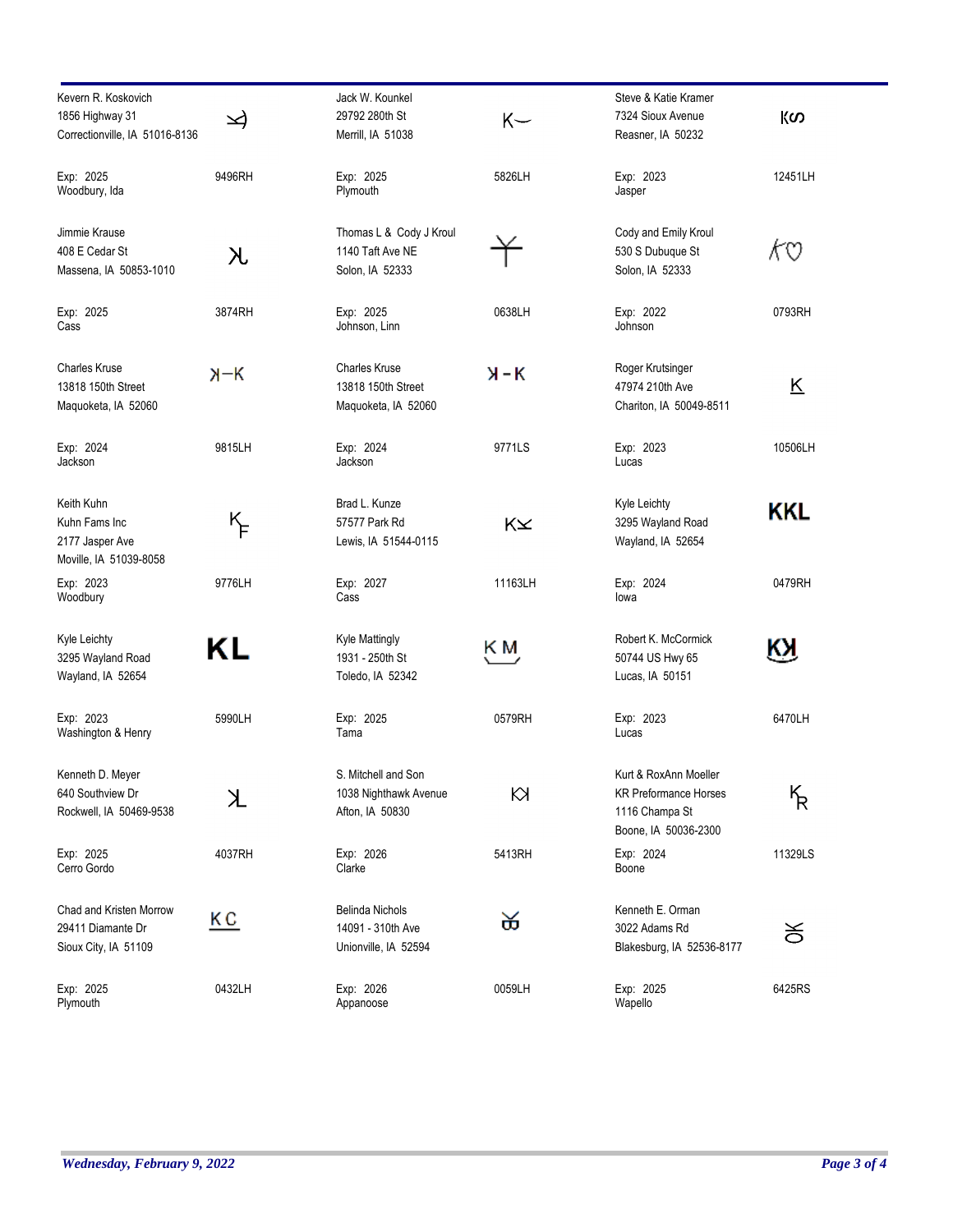| Name / Address | Brand | Name / Address | Brand | Name / Address | Brand |
|---|---|---|---|---|---|
| Kevern R. Koskovich<br>1856 Highway 31<br>Correctionville, IA 51016-8136 | | Jack W. Kounkel<br>29792 280th St<br>Merrill, IA 51038 | K— | Steve & Katie Kramer<br>7324 Sioux Avenue<br>Reasner, IA 50232 | | 
| Exp: 2025<br>Woodbury, Ida | 9496RH | Exp: 2025<br>Plymouth | 5826LH | Exp: 2023<br>Jasper | 12451LH |
| Jimmie Krause<br>408 E Cedar St<br>Massena, IA 50853-1010 | | Thomas L & Cody J Kroul<br>1140 Taft Ave NE<br>Solon, IA 52333 | | Cody and Emily Kroul<br>530 S Dubuque St<br>Solon, IA 52333 | |
| Exp: 2025<br>Cass | 3874RH | Exp: 2025<br>Johnson, Linn | 0638LH | Exp: 2022<br>Johnson | 0793RH |
| Charles Kruse<br>13818 150th Street<br>Maquoketa, IA 52060 | ꓘ-K | Charles Kruse<br>13818 150th Street<br>Maquoketa, IA 52060 | ꓘ-K | Roger Krutsinger<br>47974 210th Ave<br>Chariton, IA 50049-8511 | K |
| Exp: 2024<br>Jackson | 9815LH | Exp: 2024<br>Jackson | 9771LS | Exp: 2023<br>Lucas | 10506LH |
| Keith Kuhn<br>Kuhn Fams Inc<br>2177 Jasper Ave<br>Moville, IA 51039-8058 | KF | Brad L. Kunze<br>57577 Park Rd<br>Lewis, IA 51544-0115 | K | Kyle Leichty<br>3295 Wayland Road<br>Wayland, IA 52654 | KKL |
| Exp: 2023<br>Woodbury | 9776LH | Exp: 2027<br>Cass | 11163LH | Exp: 2024<br>Iowa | 0479RH |
| Kyle Leichty<br>3295 Wayland Road<br>Wayland, IA 52654 | KL | Kyle Mattingly<br>1931 - 250th St<br>Toledo, IA 52342 | KM | Robert K. McCormick<br>50744 US Hwy 65<br>Lucas, IA 50151 | Kꓘ |
| Exp: 2023<br>Washington & Henry | 5990LH | Exp: 2025<br>Tama | 0579RH | Exp: 2023<br>Lucas | 6470LH |
| Kenneth D. Meyer<br>640 Southview Dr<br>Rockwell, IA 50469-9538 | ꓘL | S. Mitchell and Son<br>1038 Nighthawk Avenue<br>Afton, IA 50830 | Kꓘ | Kurt & RoxAnn Moeller<br>KR Preformance Horses<br>1116 Champa St<br>Boone, IA 50036-2300 | KR |
| Exp: 2025<br>Cerro Gordo | 4037RH | Exp: 2026<br>Clarke | 5413RH | Exp: 2024<br>Boone | 11329LS |
| Chad and Kristen Morrow<br>29411 Diamante Dr<br>Sioux City, IA 51109 | KC | Belinda Nichols<br>14091 - 310th Ave<br>Unionville, IA 52594 | | Kenneth E. Orman<br>3022 Adams Rd<br>Blakesburg, IA 52536-8177 | |
| Exp: 2025<br>Plymouth | 0432LH | Exp: 2026<br>Appanoose | 0059LH | Exp: 2025<br>Wapello | 6425RS |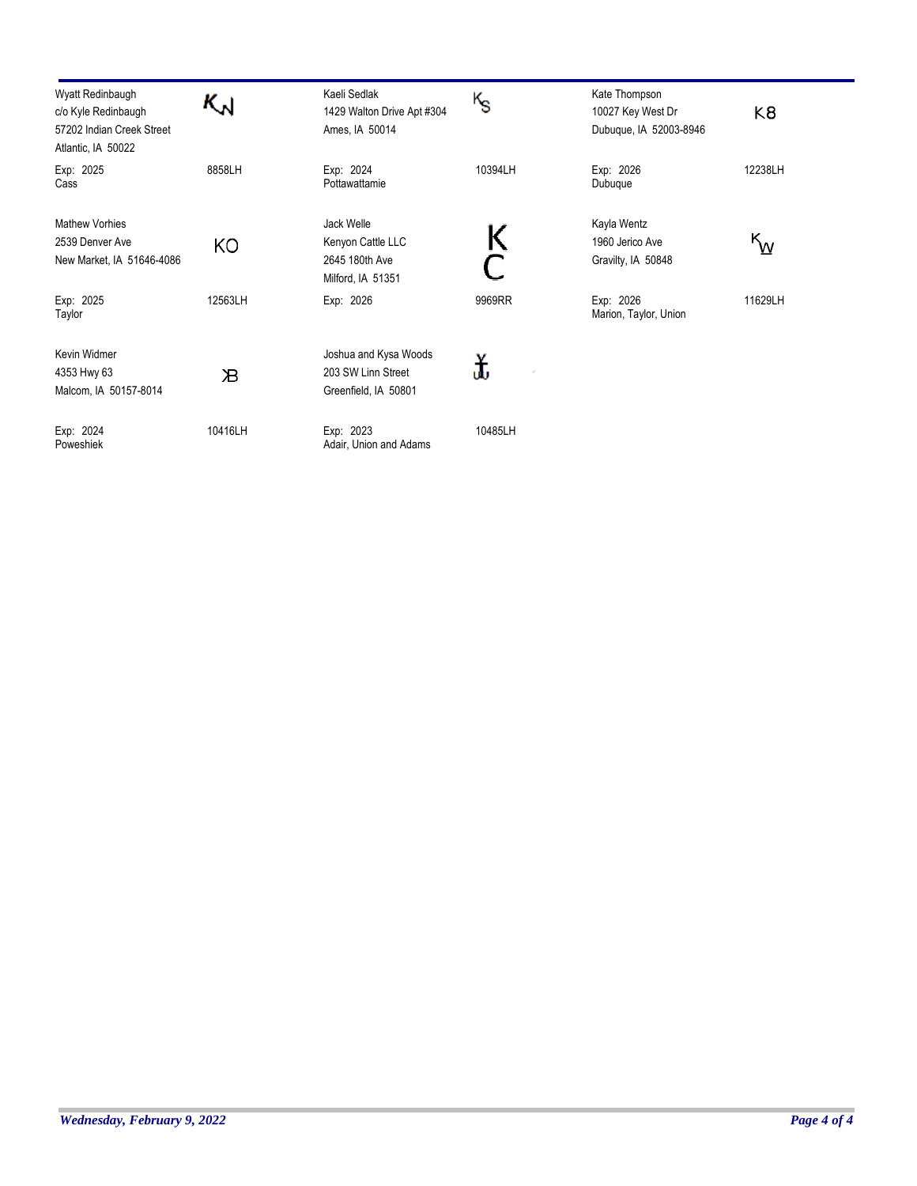| | | | | | |
|---|---|---|---|---|---|
| Wyatt Redinbaugh<br>c/o Kyle Redinbaugh<br>57202 Indian Creek Street<br>Atlantic, IA 50022 | KN | Kaeli Sedlak<br>1429 Walton Drive Apt #304<br>Ames, IA 50014 | KS | Kate Thompson<br>10027 Key West Dr<br>Dubuque, IA 52003-8946 | K8 |
| Exp: 2025<br>Cass | 8858LH | Exp: 2024<br>Pottawattamie | 10394LH | Exp: 2026<br>Dubuque | 12238LH |
| Mathew Vorhies<br>2539 Denver Ave<br>New Market, IA 51646-4086 | KO | Jack Welle<br>Kenyon Cattle LLC<br>2645 180th Ave<br>Milford, IA 51351 | K C | Kayla Wentz<br>1960 Jerico Ave<br>Gravilty, IA 50848 | KW |
| Exp: 2025<br>Taylor | 12563LH | Exp: 2026 | 9969RR | Exp: 2026<br>Marion, Taylor, Union | 11629LH |
| Kevin Widmer<br>4353 Hwy 63<br>Malcom, IA 50157-8014 | KB | Joshua and Kysa Woods<br>203 SW Linn Street<br>Greenfield, IA 50801 | | | |
| Exp: 2024<br>Poweshiek | 10416LH | Exp: 2023<br>Adair, Union and Adams | 10485LH | | |